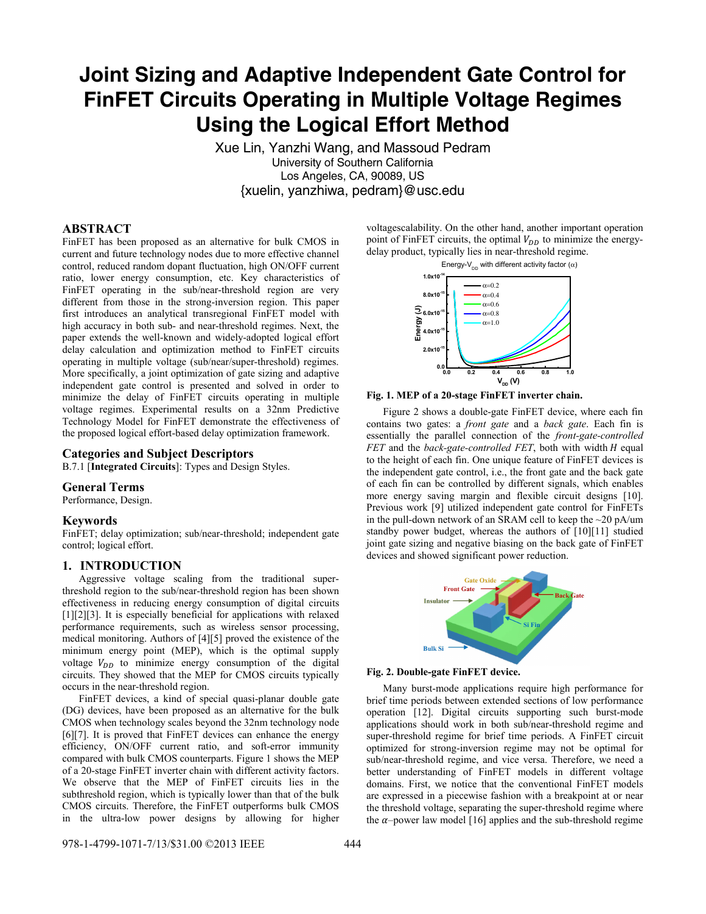# Joint Sizing and Adaptive Independent Gate Control for FinFET Circuits Operating in Multiple Voltage Regimes Using the Logical Effort Method

Xue Lin, Yanzhi Wang, and Massoud Pedram
University of Southern California
Los Angeles, CA, 90089, US
{xuelin, yanzhiwa, pedram}@usc.edu

## ABSTRACT

FinFET has been proposed as an alternative for bulk CMOS in current and future technology nodes due to more effective channel control, reduced random dopant fluctuation, high ON/OFF current ratio, lower energy consumption, etc. Key characteristics of FinFET operating in the sub/near-threshold region are very different from those in the strong-inversion region. This paper first introduces an analytical transregional FinFET model with high accuracy in both sub- and near-threshold regimes. Next, the paper extends the well-known and widely-adopted logical effort delay calculation and optimization method to FinFET circuits operating in multiple voltage (sub/near/super-threshold) regimes. More specifically, a joint optimization of gate sizing and adaptive independent gate control is presented and solved in order to minimize the delay of FinFET circuits operating in multiple voltage regimes. Experimental results on a 32nm Predictive Technology Model for FinFET demonstrate the effectiveness of the proposed logical effort-based delay optimization framework.

## Categories and Subject Descriptors

B.7.1 [**Integrated Circuits**]: Types and Design Styles.

## General Terms

Performance, Design.

## Keywords

FinFET; delay optimization; sub/near-threshold; independent gate control; logical effort.

## 1. INTRODUCTION

Aggressive voltage scaling from the traditional super-threshold region to the sub/near-threshold region has been shown effectiveness in reducing energy consumption of digital circuits [1][2][3]. It is especially beneficial for applications with relaxed performance requirements, such as wireless sensor processing, medical monitoring. Authors of [4][5] proved the existence of the minimum energy point (MEP), which is the optimal supply voltage $V_{DD}$ to minimize energy consumption of the digital circuits. They showed that the MEP for CMOS circuits typically occurs in the near-threshold region.

FinFET devices, a kind of special quasi-planar double gate (DG) devices, have been proposed as an alternative for the bulk CMOS when technology scales beyond the 32nm technology node [6][7]. It is proved that FinFET devices can enhance the energy efficiency, ON/OFF current ratio, and soft-error immunity compared with bulk CMOS counterparts. Figure 1 shows the MEP of a 20-stage FinFET inverter chain with different activity factors. We observe that the MEP of FinFET circuits lies in the subthreshold region, which is typically lower than that of the bulk CMOS circuits. Therefore, the FinFET outperforms bulk CMOS in the ultra-low power designs by allowing for higher voltagescalability. On the other hand, another important operation point of FinFET circuits, the optimal $V_{DD}$ to minimize the energy-delay product, typically lies in near-threshold regime.

**Fig. 1. MEP of a 20-stage FinFET inverter chain.**

Figure 2 shows a double-gate FinFET device, where each fin contains two gates: a *front gate* and a *back gate*. Each fin is essentially the parallel connection of the *front-gate-controlled FET* and the *back-gate-controlled FET*, both with width $H$ equal to the height of each fin. One unique feature of FinFET devices is the independent gate control, i.e., the front gate and the back gate of each fin can be controlled by different signals, which enables more energy saving margin and flexible circuit designs [10]. Previous work [9] utilized independent gate control for FinFETs in the pull-down network of an SRAM cell to keep the ~20 pA/um standby power budget, whereas the authors of [10][11] studied joint gate sizing and negative biasing on the back gate of FinFET devices and showed significant power reduction.

**Fig. 2. Double-gate FinFET device.**

Many burst-mode applications require high performance for brief time periods between extended sections of low performance operation [12]. Digital circuits supporting such burst-mode applications should work in both sub/near-threshold regime and super-threshold regime for brief time periods. A FinFET circuit optimized for strong-inversion regime may not be optimal for sub/near-threshold regime, and vice versa. Therefore, we need a better understanding of FinFET models in different voltage domains. First, we notice that the conventional FinFET models are expressed in a piecewise fashion with a breakpoint at or near the threshold voltage, separating the super-threshold regime where the $\alpha$–power law model [16] applies and the sub-threshold regime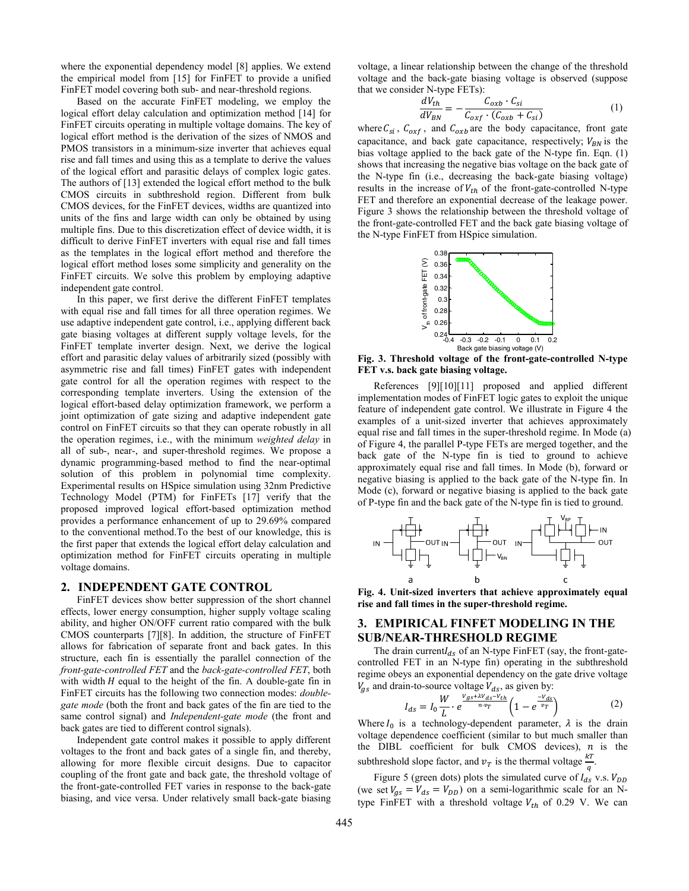where the exponential dependency model [8] applies. We extend the empirical model from [15] for FinFET to provide a unified FinFET model covering both sub- and near-threshold regions.

Based on the accurate FinFET modeling, we employ the logical effort delay calculation and optimization method [14] for FinFET circuits operating in multiple voltage domains. The key of logical effort method is the derivation of the sizes of NMOS and PMOS transistors in a minimum-size inverter that achieves equal rise and fall times and using this as a template to derive the values of the logical effort and parasitic delays of complex logic gates. The authors of [13] extended the logical effort method to the bulk CMOS circuits in subthreshold region. Different from bulk CMOS devices, for the FinFET devices, widths are quantized into units of the fins and large width can only be obtained by using multiple fins. Due to this discretization effect of device width, it is difficult to derive FinFET inverters with equal rise and fall times as the templates in the logical effort method and therefore the logical effort method loses some simplicity and generality on the FinFET circuits. We solve this problem by employing adaptive independent gate control.

In this paper, we first derive the different FinFET templates with equal rise and fall times for all three operation regimes. We use adaptive independent gate control, i.e., applying different back gate biasing voltages at different supply voltage levels, for the FinFET template inverter design. Next, we derive the logical effort and parasitic delay values of arbitrarily sized (possibly with asymmetric rise and fall times) FinFET gates with independent gate control for all the operation regimes with respect to the corresponding template inverters. Using the extension of the logical effort-based delay optimization framework, we perform a joint optimization of gate sizing and adaptive independent gate control on FinFET circuits so that they can operate robustly in all the operation regimes, i.e., with the minimum *weighted delay* in all of sub-, near-, and super-threshold regimes. We propose a dynamic programming-based method to find the near-optimal solution of this problem in polynomial time complexity. Experimental results on HSpice simulation using 32nm Predictive Technology Model (PTM) for FinFETs [17] verify that the proposed improved logical effort-based optimization method provides a performance enhancement of up to 29.69% compared to the conventional method.To the best of our knowledge, this is the first paper that extends the logical effort delay calculation and optimization method for FinFET circuits operating in multiple voltage domains.

## 2. INDEPENDENT GATE CONTROL

FinFET devices show better suppression of the short channel effects, lower energy consumption, higher supply voltage scaling ability, and higher ON/OFF current ratio compared with the bulk CMOS counterparts [7][8]. In addition, the structure of FinFET allows for fabrication of separate front and back gates. In this structure, each fin is essentially the parallel connection of the *front-gate-controlled FET* and the *back-gate-controlled FET*, both with width $H$ equal to the height of the fin. A double-gate fin in FinFET circuits has the following two connection modes: *double-gate mode* (both the front and back gates of the fin are tied to the same control signal) and *Independent-gate mode* (the front and back gates are tied to different control signals).

Independent gate control makes it possible to apply different voltages to the front and back gates of a single fin, and thereby, allowing for more flexible circuit designs. Due to capacitor coupling of the front gate and back gate, the threshold voltage of the front-gate-controlled FET varies in response to the back-gate biasing, and vice versa. Under relatively small back-gate biasing voltage, a linear relationship between the change of the threshold voltage and the back-gate biasing voltage is observed (suppose that we consider N-type FETs):

$$\frac{dV_{th}}{dV_{BN}} = -\frac{C_{oxb} \cdot C_{si}}{C_{oxf} \cdot (C_{oxb} + C_{si})} \tag{1}$$

where $C_{si}$, $C_{oxf}$, and $C_{oxb}$ are the body capacitance, front gate capacitance, and back gate capacitance, respectively; $V_{BN}$ is the bias voltage applied to the back gate of the N-type fin. Eqn. (1) shows that increasing the negative bias voltage on the back gate of the N-type fin (i.e., decreasing the back-gate biasing voltage) results in the increase of $V_{th}$ of the front-gate-controlled N-type FET and therefore an exponential decrease of the leakage power. Figure 3 shows the relationship between the threshold voltage of the front-gate-controlled FET and the back gate biasing voltage of the N-type FinFET from HSpice simulation.

**Fig. 3. Threshold voltage of the front-gate-controlled N-type FET v.s. back gate biasing voltage.**

References [9][10][11] proposed and applied different implementation modes of FinFET logic gates to exploit the unique feature of independent gate control. We illustrate in Figure 4 the examples of a unit-sized inverter that achieves approximately equal rise and fall times in the super-threshold regime. In Mode (a) of Figure 4, the parallel P-type FETs are merged together, and the back gate of the N-type fin is tied to ground to achieve approximately equal rise and fall times. In Mode (b), forward or negative biasing is applied to the back gate of the N-type fin. In Mode (c), forward or negative biasing is applied to the back gate of P-type fin and the back gate of the N-type fin is tied to ground.

**Fig. 4. Unit-sized inverters that achieve approximately equal rise and fall times in the super-threshold regime.**

## 3. EMPIRICAL FINFET MODELING IN THE SUB/NEAR-THRESHOLD REGIME

The drain current $I_{ds}$ of an N-type FinFET (say, the front-gate-controlled FET in an N-type fin) operating in the subthreshold regime obeys an exponential dependency on the gate drive voltage $V_{gs}$ and drain-to-source voltage $V_{ds}$, as given by:

$$I_{ds} = I_0 \frac{W}{L} \cdot e^{\frac{V_{gs} + \lambda V_{ds} - V_{th}}{n \cdot v_T}} \left(1 - e^{\frac{-V_{ds}}{v_T}}\right) \tag{2}$$

Where $I_0$ is a technology-dependent parameter, $\lambda$ is the drain voltage dependence coefficient (similar to but much smaller than the DIBL coefficient for bulk CMOS devices), $n$ is the subthreshold slope factor, and $v_T$ is the thermal voltage $\frac{kT}{q}$.

Figure 5 (green dots) plots the simulated curve of $I_{ds}$ v.s. $V_{DD}$ (we set $V_{gs} = V_{ds} = V_{DD}$) on a semi-logarithmic scale for an N-type FinFET with a threshold voltage $V_{th}$ of 0.29 V. We can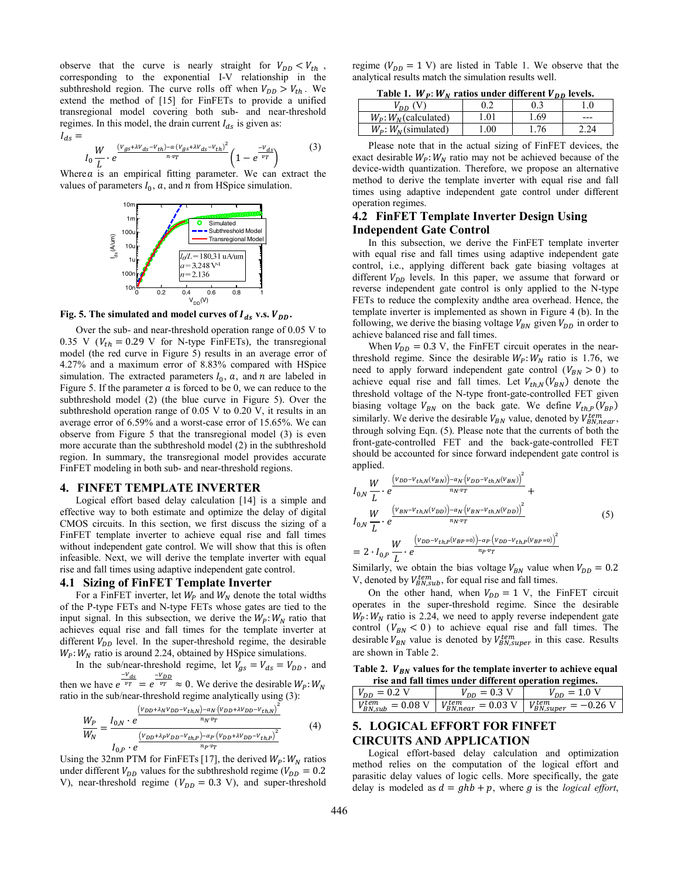observe that the curve is nearly straight for $V_{DD} < V_{th}$, corresponding to the exponential I-V relationship in the subthreshold region. The curve rolls off when $V_{DD} > V_{th}$. We extend the method of [15] for FinFETs to provide a unified transregional model covering both sub- and near-threshold regimes. In this model, the drain current $I_{ds}$ is given as:

$$I_{ds} = I_0 \frac{W}{L} \cdot e^{\frac{(V_{gs}+\lambda V_{ds}-V_{th}) - a\cdot(V_{gs}+\lambda V_{ds}-V_{th})^2}{n\cdot v_T}} \left(1 - e^{\frac{-V_{ds}}{v_T}}\right) \tag{3}$$

Where $a$ is an empirical fitting parameter. We can extract the values of parameters $I_0$, $a$, and $n$ from HSpice simulation.

**Fig. 5. The simulated and model curves of $I_{ds}$ v.s. $V_{DD}$.**

Over the sub- and near-threshold operation range of 0.05 V to 0.35 V ($V_{th} = 0.29$ V for N-type FinFETs), the transregional model (the red curve in Figure 5) results in an average error of 4.27% and a maximum error of 8.83% compared with HSpice simulation. The extracted parameters $I_0$, $a$, and $n$ are labeled in Figure 5. If the parameter $a$ is forced to be 0, we can reduce to the subthreshold model (2) (the blue curve in Figure 5). Over the subthreshold operation range of 0.05 V to 0.20 V, it results in an average error of 6.59% and a worst-case error of 15.65%. We can observe from Figure 5 that the transregional model (3) is even more accurate than the subthreshold model (2) in the subthreshold region. In summary, the transregional model provides accurate FinFET modeling in both sub- and near-threshold regions.

## 4. FINFET TEMPLATE INVERTER

Logical effort based delay calculation [14] is a simple and effective way to both estimate and optimize the delay of digital CMOS circuits. In this section, we first discuss the sizing of a FinFET template inverter to achieve equal rise and fall times without independent gate control. We will show that this is often infeasible. Next, we will derive the template inverter with equal rise and fall times using adaptive independent gate control.

### 4.1 Sizing of FinFET Template Inverter

For a FinFET inverter, let $W_P$ and $W_N$ denote the total widths of the P-type FETs and N-type FETs whose gates are tied to the input signal. In this subsection, we derive the $W_P$:$W_N$ ratio that achieves equal rise and fall times for the template inverter at different $V_{DD}$ level. In the super-threshold regime, the desirable $W_P$:$W_N$ ratio is around 2.24, obtained by HSpice simulations.

In the sub/near-threshold regime, let $V_{gs} = V_{ds} = V_{DD}$, and then we have $e^{\frac{-V_{ds}}{v_T}} = e^{\frac{-V_{DD}}{v_T}} \approx 0$. We derive the desirable $W_P$:$W_N$ ratio in the sub/near-threshold regime analytically using (3):

$$\frac{W_P}{W_N} = \frac{I_{0,N} \cdot e^{\frac{(V_{DD}+\lambda_N V_{DD}-V_{th,N}) - \alpha_N\cdot(V_{DD}+\lambda V_{DD}-V_{th,N})^2}{n_N\cdot v_T}}}{I_{0,P} \cdot e^{\frac{(V_{DD}+\lambda_P V_{DD}-V_{th,P}) - \alpha_P\cdot(V_{DD}+\lambda V_{DD}-V_{th,P})^2}{n_P\cdot v_T}}} \tag{4}$$

Using the 32nm PTM for FinFETs [17], the derived $W_P$:$W_N$ ratios under different $V_{DD}$ values for the subthreshold regime ($V_{DD} = 0.2$ V), near-threshold regime ($V_{DD} = 0.3$ V), and super-threshold regime ($V_{DD} = 1$ V) are listed in Table 1. We observe that the analytical results match the simulation results well.

**Table 1. $W_P$:$W_N$ ratios under different $V_{DD}$ levels.**

| $V_{DD}$ (V) | 0.2 | 0.3 | 1.0 |
|---|---|---|---|
| $W_P$:$W_N$(calculated) | 1.01 | 1.69 | --- |
| $W_P$:$W_N$(simulated) | 1.00 | 1.76 | 2.24 |

Please note that in the actual sizing of FinFET devices, the exact desirable $W_P$:$W_N$ ratio may not be achieved because of the device-width quantization. Therefore, we propose an alternative method to derive the template inverter with equal rise and fall times using adaptive independent gate control under different operation regimes.

### 4.2 FinFET Template Inverter Design Using Independent Gate Control

In this subsection, we derive the FinFET template inverter with equal rise and fall times using adaptive independent gate control, i.e., applying different back gate biasing voltages at different $V_{DD}$ levels. In this paper, we assume that forward or reverse independent gate control is only applied to the N-type FETs to reduce the complexity andthe area overhead. Hence, the template inverter is implemented as shown in Figure 4 (b). In the following, we derive the biasing voltage $V_{BN}$ given $V_{DD}$ in order to achieve balanced rise and fall times.

When $V_{DD} = 0.3$ V, the FinFET circuit operates in the near-threshold regime. Since the desirable $W_P$:$W_N$ ratio is 1.76, we need to apply forward independent gate control ($V_{BN} > 0$) to achieve equal rise and fall times. Let $V_{th,N}(V_{BN})$ denote the threshold voltage of the N-type front-gate-controlled FET given biasing voltage $V_{BN}$ on the back gate. We define $V_{th,P}(V_{BP})$ similarly. We derive the desirable $V_{BN}$ value, denoted by $V_{BN,near}^{tem}$, through solving Eqn. (5). Please note that the currents of both the front-gate-controlled FET and the back-gate-controlled FET should be accounted for since forward independent gate control is applied.

$$\begin{aligned}
&I_{0,N} \frac{W}{L} \cdot e^{\frac{(V_{DD}-V_{th,N}(V_{BN})) - \alpha_N\cdot(V_{DD}-V_{th,N}(V_{BN}))^2}{n_N\cdot v_T}} + \\
&I_{0,N} \frac{W}{L} \cdot e^{\frac{(V_{BN}-V_{th,N}(V_{DD})) - \alpha_N\cdot(V_{BN}-V_{th,N}(V_{DD}))^2}{n_N\cdot v_T}} \\
&= 2 \cdot I_{0,P} \frac{W}{L} \cdot e^{\frac{(V_{DD}-V_{th,P}(V_{BP}=0)) - \alpha_P\cdot(V_{DD}-V_{th,P}(V_{BP}=0))^2}{n_P\cdot v_T}}
\end{aligned} \tag{5}$$

Similarly, we obtain the bias voltage $V_{BN}$ value when $V_{DD} = 0.2$ V, denoted by $V_{BN,sub}^{tem}$, for equal rise and fall times.

On the other hand, when $V_{DD} = 1$ V, the FinFET circuit operates in the super-threshold regime. Since the desirable $W_P$:$W_N$ ratio is 2.24, we need to apply reverse independent gate control ($V_{BN} < 0$) to achieve equal rise and fall times. The desirable $V_{BN}$ value is denoted by $V_{BN,super}^{tem}$ in this case. Results are shown in Table 2.

**Table 2. $V_{BN}$ values for the template inverter to achieve equal rise and fall times under different operation regimes.**

| $V_{DD} = 0.2$ V | $V_{DD} = 0.3$ V | $V_{DD} = 1.0$ V |
|---|---|---|
| $V_{BN,sub}^{tem} = 0.08$ V | $V_{BN,near}^{tem} = 0.03$ V | $V_{BN,super}^{tem} = -0.26$ V |

## 5. LOGICAL EFFORT FOR FINFET CIRCUITS AND APPLICATION

Logical effort-based delay calculation and optimization method relies on the computation of the logical effort and parasitic delay values of logic cells. More specifically, the gate delay is modeled as $d = ghb + p$, where $g$ is the *logical effort*,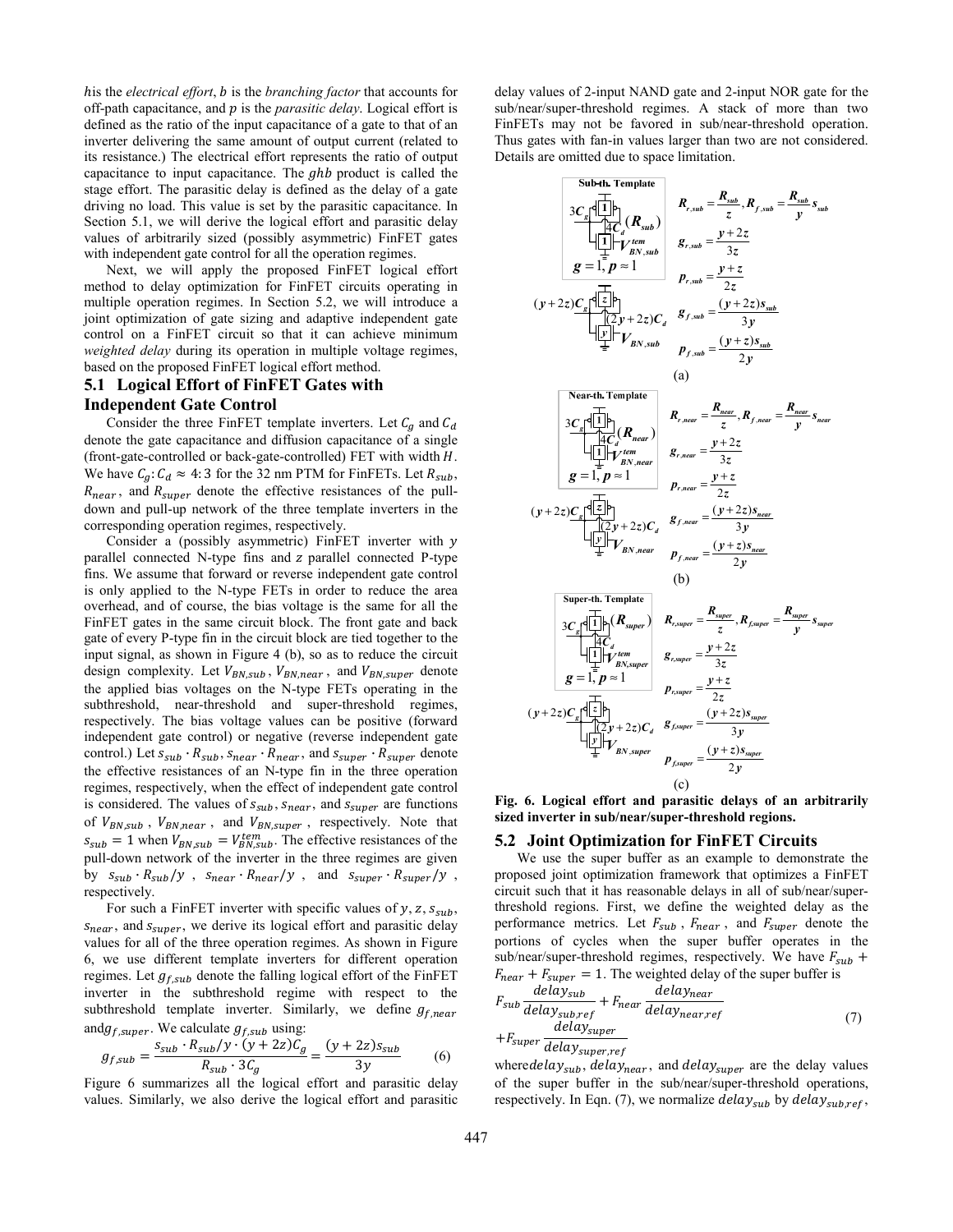$h$ is the *electrical effort*, $b$ is the *branching factor* that accounts for off-path capacitance, and $p$ is the *parasitic delay*. Logical effort is defined as the ratio of the input capacitance of a gate to that of an inverter delivering the same amount of output current (related to its resistance.) The electrical effort represents the ratio of output capacitance to input capacitance. The $ghb$ product is called the stage effort. The parasitic delay is defined as the delay of a gate driving no load. This value is set by the parasitic capacitance. In Section 5.1, we will derive the logical effort and parasitic delay values of arbitrarily sized (possibly asymmetric) FinFET gates with independent gate control for all the operation regimes.

Next, we will apply the proposed FinFET logical effort method to delay optimization for FinFET circuits operating in multiple operation regimes. In Section 5.2, we will introduce a joint optimization of gate sizing and adaptive independent gate control on a FinFET circuit so that it can achieve minimum *weighted delay* during its operation in multiple voltage regimes, based on the proposed FinFET logical effort method.

## 5.1 Logical Effort of FinFET Gates with Independent Gate Control

Consider the three FinFET template inverters. Let $C_g$ and $C_d$ denote the gate capacitance and diffusion capacitance of a single (front-gate-controlled or back-gate-controlled) FET with width $H$. We have $C_g : C_d \approx 4:3$ for the 32 nm PTM for FinFETs. Let $R_{sub}$, $R_{near}$, and $R_{super}$ denote the effective resistances of the pull-down and pull-up network of the three template inverters in the corresponding operation regimes, respectively.

Consider a (possibly asymmetric) FinFET inverter with $y$ parallel connected N-type fins and $z$ parallel connected P-type fins. We assume that forward or reverse independent gate control is only applied to the N-type FETs in order to reduce the area overhead, and of course, the bias voltage is the same for all the FinFET gates in the same circuit block. The front gate and back gate of every P-type fin in the circuit block are tied together to the input signal, as shown in Figure 4 (b), so as to reduce the circuit design complexity. Let $V_{BN,sub}$, $V_{BN,near}$, and $V_{BN,super}$ denote the applied bias voltages on the N-type FETs operating in the subthreshold, near-threshold and super-threshold regimes, respectively. The bias voltage values can be positive (forward independent gate control) or negative (reverse independent gate control.) Let $s_{sub} \cdot R_{sub}$, $s_{near} \cdot R_{near}$, and $s_{super} \cdot R_{super}$ denote the effective resistances of an N-type fin in the three operation regimes, respectively, when the effect of independent gate control is considered. The values of $s_{sub}$, $s_{near}$, and $s_{super}$ are functions of $V_{BN,sub}$, $V_{BN,near}$, and $V_{BN,super}$, respectively. Note that $s_{sub} = 1$ when $V_{BN,sub} = V_{BN,sub}^{tem}$. The effective resistances of the pull-down network of the inverter in the three regimes are given by $s_{sub} \cdot R_{sub}/y$, $s_{near} \cdot R_{near}/y$, and $s_{super} \cdot R_{super}/y$, respectively.

For such a FinFET inverter with specific values of $y$, $z$, $s_{sub}$, $s_{near}$, and $s_{super}$, we derive its logical effort and parasitic delay values for all of the three operation regimes. As shown in Figure 6, we use different template inverters for different operation regimes. Let $g_{f,sub}$ denote the falling logical effort of the FinFET inverter in the subthreshold regime with respect to the subthreshold template inverter. Similarly, we define $g_{f,near}$ and $g_{f,super}$. We calculate $g_{f,sub}$ using:

$$g_{f,sub} = \frac{s_{sub} \cdot R_{sub}/y \cdot (y+2z)C_g}{R_{sub} \cdot 3C_g} = \frac{(y+2z)s_{sub}}{3y} \tag{6}$$

Figure 6 summarizes all the logical effort and parasitic delay values. Similarly, we also derive the logical effort and parasitic delay values of 2-input NAND gate and 2-input NOR gate for the sub/near/super-threshold regimes. A stack of more than two FinFETs may not be favored in sub/near-threshold operation. Thus gates with fan-in values larger than two are not considered. Details are omitted due to space limitation.

**(a) Sub-th. Template:** $3C_g$, $4C_d$, $(R_{sub})$, $V_{BN,sub}^{tem}$, $g = 1, p \approx 1$; inverter: $(y+2z)C_g$, $(2y+2z)C_d$, $V_{BN,sub}$

$$R_{r,sub} = \frac{R_{sub}}{z}, R_{f,sub} = \frac{R_{sub}}{y}s_{sub}$$

$$g_{r,sub} = \frac{y+2z}{3z}$$

$$p_{r,sub} = \frac{y+z}{2z}$$

$$g_{f,sub} = \frac{(y+2z)s_{sub}}{3y}$$

$$p_{f,sub} = \frac{(y+z)s_{sub}}{2y}$$

**(b) Near-th. Template:** $3C_g$, $4C_d$, $(R_{near})$, $V_{BN,near}^{tem}$, $g = 1, p \approx 1$; inverter: $(y+2z)C_g$, $(2y+2z)C_d$, $V_{BN,near}$

$$R_{r,near} = \frac{R_{near}}{z}, R_{f,near} = \frac{R_{near}}{y}s_{near}$$

$$g_{r,near} = \frac{y+2z}{3z}$$

$$p_{r,near} = \frac{y+z}{2z}$$

$$g_{f,near} = \frac{(y+2z)s_{near}}{3y}$$

$$p_{f,near} = \frac{(y+z)s_{near}}{2y}$$

**(c) Super-th. Template:** $3C_g$, $4C_d$, $(R_{super})$, $V_{BN,super}^{tem}$, $g = 1, p \approx 1$; inverter: $(y+2z)C_g$, $(2y+2z)C_d$, $V_{BN,super}$

$$R_{r,super} = \frac{R_{super}}{z}, R_{f,super} = \frac{R_{super}}{y}s_{super}$$

$$g_{r,super} = \frac{y+2z}{3z}$$

$$p_{r,super} = \frac{y+z}{2z}$$

$$g_{f,super} = \frac{(y+2z)s_{super}}{3y}$$

$$p_{f,super} = \frac{(y+z)s_{super}}{2y}$$

**Fig. 6. Logical effort and parasitic delays of an arbitrarily sized inverter in sub/near/super-threshold regions.**

## 5.2 Joint Optimization for FinFET Circuits

We use the super buffer as an example to demonstrate the proposed joint optimization framework that optimizes a FinFET circuit such that it has reasonable delays in all of sub/near/super-threshold regions. First, we define the weighted delay as the performance metrics. Let $F_{sub}$, $F_{near}$, and $F_{super}$ denote the portions of cycles when the super buffer operates in the sub/near/super-threshold regimes, respectively. We have $F_{sub} + F_{near} + F_{super} = 1$. The weighted delay of the super buffer is

$$F_{sub}\frac{delay_{sub}}{delay_{sub,ref}} + F_{near}\frac{delay_{near}}{delay_{near,ref}} + F_{super}\frac{delay_{super}}{delay_{super,ref}} \tag{7}$$

where $delay_{sub}$, $delay_{near}$, and $delay_{super}$ are the delay values of the super buffer in the sub/near/super-threshold operations, respectively. In Eqn. (7), we normalize $delay_{sub}$ by $delay_{sub,ref}$,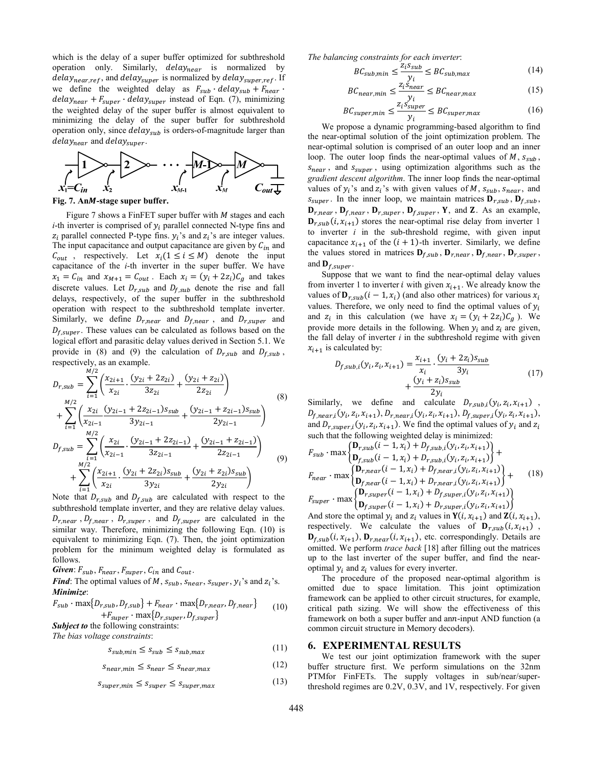which is the delay of a super buffer optimized for subthreshold operation only. Similarly, $delay_{near}$ is normalized by $delay_{near,ref}$, and $delay_{super}$ is normalized by $delay_{super,ref}$. If we define the weighted delay as $F_{sub} \cdot delay_{sub} + F_{near} \cdot delay_{near} + F_{super} \cdot delay_{super}$ instead of Eqn. (7), minimizing the weighted delay of the super buffer is almost equivalent to minimizing the delay of the super buffer for subthreshold operation only, since $delay_{sub}$ is orders-of-magnitude larger than $delay_{near}$ and $delay_{super}$.

**Fig. 7. An $M$-stage super buffer.**

Figure 7 shows a FinFET super buffer with $M$ stages and each $i$-th inverter is comprised of $y_i$ parallel connected N-type fins and $z_i$ parallel connected P-type fins. $y_i$'s and $z_i$'s are integer values. The input capacitance and output capacitance are given by $C_{in}$ and $C_{out}$, respectively. Let $x_i (1 \le i \le M)$ denote the input capacitance of the $i$-th inverter in the super buffer. We have $x_1 = C_{in}$ and $x_{M+1} = C_{out}$. Each $x_i = (y_i + 2z_i)C_g$ and takes discrete values. Let $D_{r,sub}$ and $D_{f,sub}$ denote the rise and fall delays, respectively, of the super buffer in the subthreshold operation with respect to the subthreshold template inverter. Similarly, we define $D_{r,near}$ and $D_{f,near}$, and $D_{r,super}$ and $D_{f,super}$. These values can be calculated as follows based on the logical effort and parasitic delay values derived in Section 5.1. We provide in (8) and (9) the calculation of $D_{r,sub}$ and $D_{f,sub}$, respectively, as an example.

$$
\begin{aligned}
D_{r,sub} &= \sum_{i=1}^{M/2} \left( \frac{x_{2i+1}}{x_{2i}} \cdot \frac{(y_{2i} + 2z_{2i})}{3z_{2i}} + \frac{(y_{2i} + z_{2i})}{2z_{2i}} \right) \\
&+ \sum_{i=1}^{M/2} \left( \frac{x_{2i}}{x_{2i-1}} \frac{(y_{2i-1} + 2z_{2i-1})s_{sub}}{3y_{2i-1}} + \frac{(y_{2i-1} + z_{2i-1})s_{sub}}{2y_{2i-1}} \right)
\end{aligned} \tag{8}
$$

$$
\begin{aligned}
D_{f,sub} &= \sum_{i=1}^{M/2} \left( \frac{x_{2i}}{x_{2i-1}} \cdot \frac{(y_{2i-1} + 2z_{2i-1})}{3z_{2i-1}} + \frac{(y_{2i-1} + z_{2i-1})}{2z_{2i-1}} \right) \\
&+ \sum_{i=1}^{M/2} \left( \frac{x_{2i+1}}{x_{2i}} \cdot \frac{(y_{2i} + 2z_{2i})s_{sub}}{3y_{2i}} + \frac{(y_{2i} + z_{2i})s_{sub}}{2y_{2i}} \right)
\end{aligned} \tag{9}
$$

Note that $D_{r,sub}$ and $D_{f,sub}$ are calculated with respect to the subthreshold template inverter, and they are relative delay values. $D_{r,near}$, $D_{f,near}$, $D_{r,super}$, and $D_{f,super}$ are calculated in the similar way. Therefore, minimizing the following Eqn. (10) is equivalent to minimizing Eqn. (7). Then, the joint optimization problem for the minimum weighted delay is formulated as follows.

***Given***: $F_{sub}$, $F_{near}$, $F_{super}$, $C_{in}$ and $C_{out}$.

***Find***: The optimal values of $M$, $s_{sub}$, $s_{near}$, $s_{super}$, $y_i$'s and $z_i$'s.

***Minimize***:

$$
\begin{aligned}
F_{sub} \cdot \max\{D_{r,sub}, D_{f,sub}\} + F_{near} \cdot \max\{D_{r,near}, D_{f,near}\} \\
+ F_{super} \cdot \max\{D_{r,super}, D_{f,super}\}
\end{aligned} \tag{10}
$$

***Subject to*** the following constraints:

*The bias voltage constraints*:

$$s_{sub,min} \le s_{sub} \le s_{sub,max} \tag{11}$$

$$s_{near,min} \le s_{near} \le s_{near,max} \tag{12}$$

$$s_{super,min} \le s_{super} \le s_{super,max} \tag{13}$$

*The balancing constraints for each inverter*:

$$BC_{sub,min} \le \frac{z_i s_{sub}}{y_i} \le BC_{sub,max} \tag{14}$$

$$BC_{near,min} \le \frac{z_i s_{near}}{y_i} \le BC_{near,max} \tag{15}$$

$$BC_{super,min} \le \frac{z_i s_{super}}{y_i} \le BC_{super,max} \tag{16}$$

We propose a dynamic programming-based algorithm to find the near-optimal solution of the joint optimization problem. The near-optimal solution is comprised of an outer loop and an inner loop. The outer loop finds the near-optimal values of $M$, $s_{sub}$, $s_{near}$, and $s_{super}$, using optimization algorithms such as the *gradient descent algorithm*. The inner loop finds the near-optimal values of $y_i$'s and $z_i$'s with given values of $M$, $s_{sub}$, $s_{near}$, and $s_{super}$. In the inner loop, we maintain matrices $\mathbf{D}_{r,sub}$, $\mathbf{D}_{f,sub}$, $\mathbf{D}_{r,near}$, $\mathbf{D}_{f,near}$, $\mathbf{D}_{r,super}$, $\mathbf{D}_{f,super}$, $\mathbf{Y}$, and $\mathbf{Z}$. As an example, $\mathbf{D}_{r,sub}(i, x_{i+1})$ stores the near-optimal rise delay from inverter 1 to inverter $i$ in the sub-threshold regime, with given input capacitance $x_{i+1}$ of the $(i+1)$-th inverter. Similarly, we define the values stored in matrices $\mathbf{D}_{f,sub}$, $\mathbf{D}_{r,near}$, $\mathbf{D}_{f,near}$, $\mathbf{D}_{r,super}$, and $\mathbf{D}_{f,super}$.

Suppose that we want to find the near-optimal delay values from inverter 1 to inverter $i$ with given $x_{i+1}$. We already know the values of $\mathbf{D}_{r,sub}(i-1, x_i)$ (and also other matrices) for various $x_i$ values. Therefore, we only need to find the optimal values of $y_i$ and $z_i$ in this calculation (we have $x_i = (y_i + 2z_i)C_g$). We provide more details in the following. When $y_i$ and $z_i$ are given, the fall delay of inverter $i$ in the subthreshold regime with given $x_{i+1}$ is calculated by:

$$
\begin{aligned}
D_{f,sub,i}(y_i, z_i, x_{i+1}) = \frac{x_{i+1}}{x_i} \cdot \frac{(y_i + 2z_i)s_{sub}}{3y_i} \\
+ \frac{(y_i + z_i)s_{sub}}{2y_i}
\end{aligned} \tag{17}
$$

Similarly, we define and calculate $D_{r,sub,i}(y_i, z_i, x_{i+1})$, $D_{f,near,i}(y_i, z_i, x_{i+1})$, $D_{r,near,i}(y_i, z_i, x_{i+1})$, $D_{f,super,i}(y_i, z_i, x_{i+1})$, and $D_{r,super,i}(y_i, z_i, x_{i+1})$. We find the optimal values of $y_i$ and $z_i$ such that the following weighted delay is minimized:

$$
\begin{aligned}
&F_{sub} \cdot \max \begin{Bmatrix} \mathbf{D}_{r,sub}(i-1, x_i) + D_{f,sub,i}(y_i, z_i, x_{i+1}) \\ \mathbf{D}_{f,sub}(i-1, x_i) + D_{r,sub,i}(y_i, z_i, x_{i+1}) \end{Bmatrix} + \\
&F_{near} \cdot \max \begin{Bmatrix} \mathbf{D}_{r,near}(i-1, x_i) + D_{f,near,i}(y_i, z_i, x_{i+1}) \\ \mathbf{D}_{f,near}(i-1, x_i) + D_{r,near,i}(y_i, z_i, x_{i+1}) \end{Bmatrix} + \\
&F_{super} \cdot \max \begin{Bmatrix} \mathbf{D}_{r,super}(i-1, x_i) + D_{f,super,i}(y_i, z_i, x_{i+1}) \\ \mathbf{D}_{f,super}(i-1, x_i) + D_{r,super,i}(y_i, z_i, x_{i+1}) \end{Bmatrix}
\end{aligned} \tag{18}
$$

And store the optimal $y_i$ and $z_i$ values in $\mathbf{Y}(i, x_{i+1})$ and $\mathbf{Z}(i, x_{i+1})$, respectively. We calculate the values of $\mathbf{D}_{r,sub}(i, x_{i+1})$, $\mathbf{D}_{f,sub}(i, x_{i+1})$, $\mathbf{D}_{r,near}(i, x_{i+1})$, etc. correspondingly. Details are omitted. We perform *trace back* [18] after filling out the matrices up to the last inverter of the super buffer, and find the near-optimal $y_i$ and $z_i$ values for every inverter.

The procedure of the proposed near-optimal algorithm is omitted due to space limitation. This joint optimization framework can be applied to other circuit structures, for example, critical path sizing. We will show the effectiveness of this framework on both a super buffer and an $n$-input AND function (a common circuit structure in Memory decoders).

## 6. EXPERIMENTAL RESULTS

We test our joint optimization framework with the super buffer structure first. We perform simulations on the 32nm PTMfor FinFETs. The supply voltages in sub/near/super-threshold regimes are 0.2V, 0.3V, and 1V, respectively. For given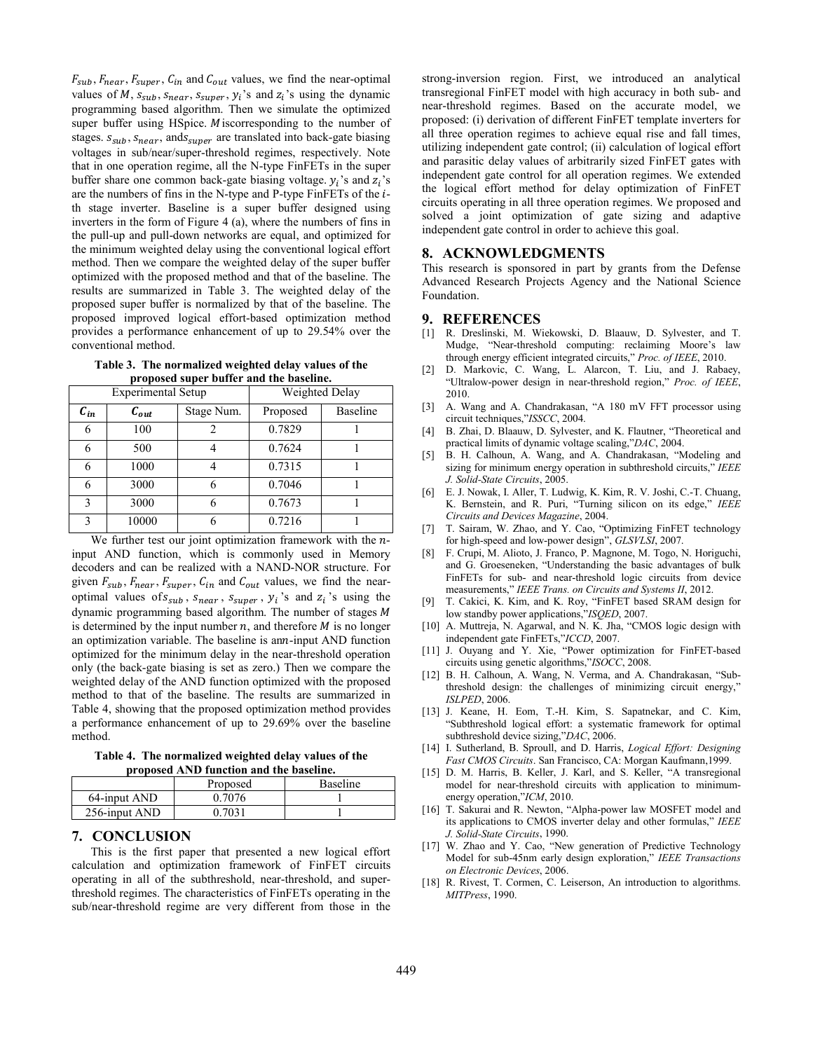$F_{sub}$, $F_{near}$, $F_{super}$, $C_{in}$ and $C_{out}$ values, we find the near-optimal values of $M$, $s_{sub}$, $s_{near}$, $s_{super}$, $y_i$'s and $z_i$'s using the dynamic programming based algorithm. Then we simulate the optimized super buffer using HSpice. $M$ iscorresponding to the number of stages. $s_{sub}$, $s_{near}$, and$s_{super}$ are translated into back-gate biasing voltages in sub/near/super-threshold regimes, respectively. Note that in one operation regime, all the N-type FinFETs in the super buffer share one common back-gate biasing voltage. $y_i$'s and $z_i$'s are the numbers of fins in the N-type and P-type FinFETs of the $i$-th stage inverter. Baseline is a super buffer designed using inverters in the form of Figure 4 (a), where the numbers of fins in the pull-up and pull-down networks are equal, and optimized for the minimum weighted delay using the conventional logical effort method. Then we compare the weighted delay of the super buffer optimized with the proposed method and that of the baseline. The results are summarized in Table 3. The weighted delay of the proposed super buffer is normalized by that of the baseline. The proposed improved logical effort-based optimization method provides a performance enhancement of up to 29.54% over the conventional method.

**Table 3. The normalized weighted delay values of the proposed super buffer and the baseline.**

| Experimental Setup | | | Weighted Delay | |
|---|---|---|---|---|
| $C_{in}$ | $C_{out}$ | Stage Num. | Proposed | Baseline |
| 6 | 100 | 2 | 0.7829 | 1 |
| 6 | 500 | 4 | 0.7624 | 1 |
| 6 | 1000 | 4 | 0.7315 | 1 |
| 6 | 3000 | 6 | 0.7046 | 1 |
| 3 | 3000 | 6 | 0.7673 | 1 |
| 3 | 10000 | 6 | 0.7216 | 1 |

We further test our joint optimization framework with the $n$-input AND function, which is commonly used in Memory decoders and can be realized with a NAND-NOR structure. For given $F_{sub}$, $F_{near}$, $F_{super}$, $C_{in}$ and $C_{out}$ values, we find the near-optimal values of$s_{sub}$, $s_{near}$, $s_{super}$, $y_i$'s and $z_i$'s using the dynamic programming based algorithm. The number of stages $M$ is determined by the input number $n$, and therefore $M$ is no longer an optimization variable. The baseline is an$n$-input AND function optimized for the minimum delay in the near-threshold operation only (the back-gate biasing is set as zero.) Then we compare the weighted delay of the AND function optimized with the proposed method to that of the baseline. The results are summarized in Table 4, showing that the proposed optimization method provides a performance enhancement of up to 29.69% over the baseline method.

**Table 4. The normalized weighted delay values of the proposed AND function and the baseline.**

| | Proposed | Baseline |
|---|---|---|
| 64-input AND | 0.7076 | 1 |
| 256-input AND | 0.7031 | 1 |

## 7. CONCLUSION

This is the first paper that presented a new logical effort calculation and optimization framework of FinFET circuits operating in all of the subthreshold, near-threshold, and super-threshold regimes. The characteristics of FinFETs operating in the sub/near-threshold regime are very different from those in the strong-inversion region. First, we introduced an analytical transregional FinFET model with high accuracy in both sub- and near-threshold regimes. Based on the accurate model, we proposed: (i) derivation of different FinFET template inverters for all three operation regimes to achieve equal rise and fall times, utilizing independent gate control; (ii) calculation of logical effort and parasitic delay values of arbitrarily sized FinFET gates with independent gate control for all operation regimes. We extended the logical effort method for delay optimization of FinFET circuits operating in all three operation regimes. We proposed and solved a joint optimization of gate sizing and adaptive independent gate control in order to achieve this goal.

## 8. ACKNOWLEDGMENTS

This research is sponsored in part by grants from the Defense Advanced Research Projects Agency and the National Science Foundation.

## 9. REFERENCES

[1] R. Dreslinski, M. Wiekowski, D. Blaauw, D. Sylvester, and T. Mudge, "Near-threshold computing: reclaiming Moore's law through energy efficient integrated circuits," *Proc. of IEEE*, 2010.

[2] D. Markovic, C. Wang, L. Alarcon, T. Liu, and J. Rabaey, "Ultralow-power design in near-threshold region," *Proc. of IEEE*, 2010.

[3] A. Wang and A. Chandrakasan, "A 180 mV FFT processor using circuit techniques,"*ISSCC*, 2004.

[4] B. Zhai, D. Blaauw, D. Sylvester, and K. Flautner, "Theoretical and practical limits of dynamic voltage scaling,"*DAC*, 2004.

[5] B. H. Calhoun, A. Wang, and A. Chandrakasan, "Modeling and sizing for minimum energy operation in subthreshold circuits," *IEEE J. Solid-State Circuits*, 2005.

[6] E. J. Nowak, I. Aller, T. Ludwig, K. Kim, R. V. Joshi, C.-T. Chuang, K. Bernstein, and R. Puri, "Turning silicon on its edge," *IEEE Circuits and Devices Magazine*, 2004.

[7] T. Sairam, W. Zhao, and Y. Cao, "Optimizing FinFET technology for high-speed and low-power design", *GLSVLSI*, 2007.

[8] F. Crupi, M. Alioto, J. Franco, P. Magnone, M. Togo, N. Horiguchi, and G. Groeseneken, "Understanding the basic advantages of bulk FinFETs for sub- and near-threshold logic circuits from device measurements," *IEEE Trans. on Circuits and Systems II*, 2012.

[9] T. Cakici, K. Kim, and K. Roy, "FinFET based SRAM design for low standby power applications,"*ISQED*, 2007.

[10] A. Muttreja, N. Agarwal, and N. K. Jha, "CMOS logic design with independent gate FinFETs,"*ICCD*, 2007.

[11] J. Ouyang and Y. Xie, "Power optimization for FinFET-based circuits using genetic algorithms,"*ISOCC*, 2008.

[12] B. H. Calhoun, A. Wang, N. Verma, and A. Chandrakasan, "Sub-threshold design: the challenges of minimizing circuit energy," *ISLPED*, 2006.

[13] J. Keane, H. Eom, T.-H. Kim, S. Sapatnekar, and C. Kim, "Subthreshold logical effort: a systematic framework for optimal subthreshold device sizing,"*DAC*, 2006.

[14] I. Sutherland, B. Sproull, and D. Harris, *Logical Effort: Designing Fast CMOS Circuits*. San Francisco, CA: Morgan Kaufmann,1999.

[15] D. M. Harris, B. Keller, J. Karl, and S. Keller, "A transregional model for near-threshold circuits with application to minimum-energy operation,"*ICM*, 2010.

[16] T. Sakurai and R. Newton, "Alpha-power law MOSFET model and its applications to CMOS inverter delay and other formulas," *IEEE J. Solid-State Circuits*, 1990.

[17] W. Zhao and Y. Cao, "New generation of Predictive Technology Model for sub-45nm early design exploration," *IEEE Transactions on Electronic Devices*, 2006.

[18] R. Rivest, T. Cormen, C. Leiserson, An introduction to algorithms. *MITPress*, 1990.